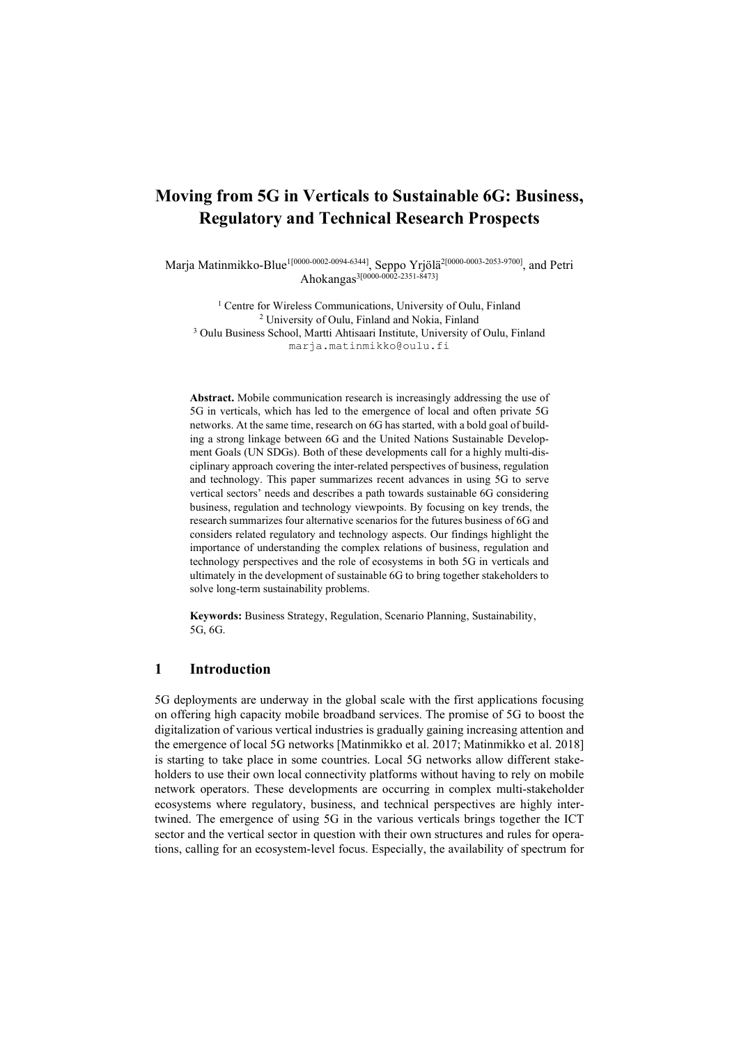# Moving from 5G in Verticals to Sustainable 6G: Business, Regulatory and Technical Research Prospects

Marja Matinmikko-Blue[1[0000-0002-0094-6344]], Seppo Yrjölä[2[0000-0003-2053-9700]], and Petri Ahokangas[3[0000-0002-2351-8473]]

[1] Centre for Wireless Communications, University of Oulu, Finland
[2] University of Oulu, Finland and Nokia, Finland
[3] Oulu Business School, Martti Ahtisaari Institute, University of Oulu, Finland
marja.matinmikko@oulu.fi

**Abstract.** Mobile communication research is increasingly addressing the use of 5G in verticals, which has led to the emergence of local and often private 5G networks. At the same time, research on 6G has started, with a bold goal of building a strong linkage between 6G and the United Nations Sustainable Development Goals (UN SDGs). Both of these developments call for a highly multi-disciplinary approach covering the inter-related perspectives of business, regulation and technology. This paper summarizes recent advances in using 5G to serve vertical sectors' needs and describes a path towards sustainable 6G considering business, regulation and technology viewpoints. By focusing on key trends, the research summarizes four alternative scenarios for the futures business of 6G and considers related regulatory and technology aspects. Our findings highlight the importance of understanding the complex relations of business, regulation and technology perspectives and the role of ecosystems in both 5G in verticals and ultimately in the development of sustainable 6G to bring together stakeholders to solve long-term sustainability problems.

**Keywords:** Business Strategy, Regulation, Scenario Planning, Sustainability, 5G, 6G.

## 1 Introduction

5G deployments are underway in the global scale with the first applications focusing on offering high capacity mobile broadband services. The promise of 5G to boost the digitalization of various vertical industries is gradually gaining increasing attention and the emergence of local 5G networks [Matinmikko et al. 2017; Matinmikko et al. 2018] is starting to take place in some countries. Local 5G networks allow different stakeholders to use their own local connectivity platforms without having to rely on mobile network operators. These developments are occurring in complex multi-stakeholder ecosystems where regulatory, business, and technical perspectives are highly intertwined. The emergence of using 5G in the various verticals brings together the ICT sector and the vertical sector in question with their own structures and rules for operations, calling for an ecosystem-level focus. Especially, the availability of spectrum for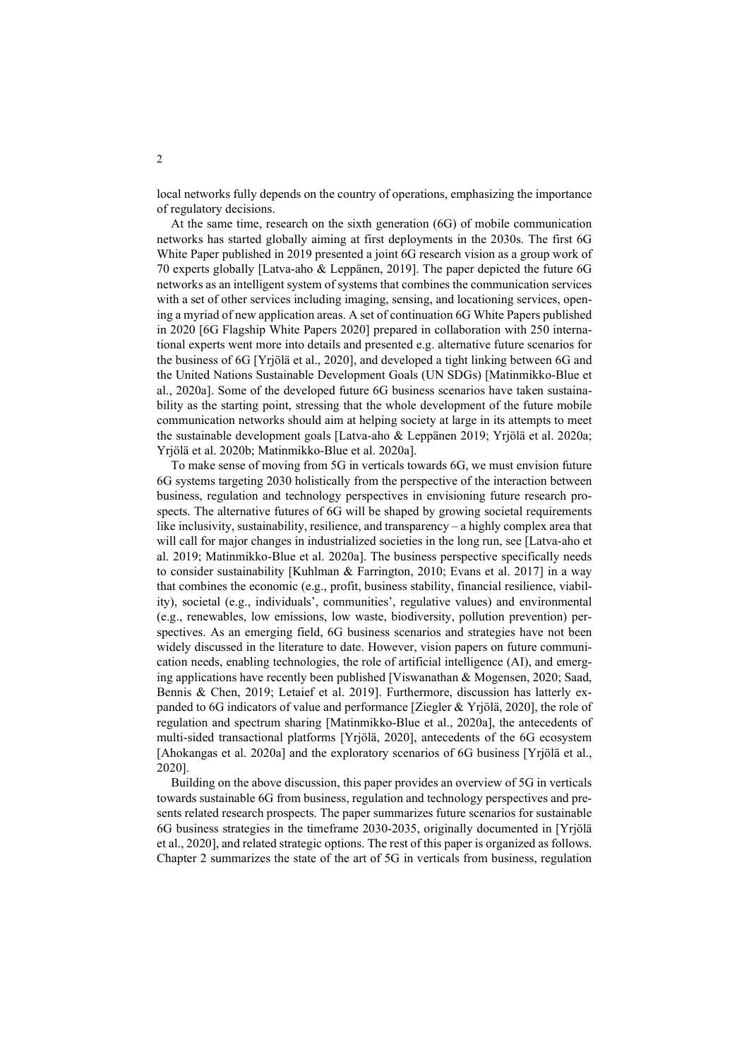local networks fully depends on the country of operations, emphasizing the importance of regulatory decisions.

At the same time, research on the sixth generation (6G) of mobile communication networks has started globally aiming at first deployments in the 2030s. The first 6G White Paper published in 2019 presented a joint 6G research vision as a group work of 70 experts globally [Latva-aho & Leppänen, 2019]. The paper depicted the future 6G networks as an intelligent system of systems that combines the communication services with a set of other services including imaging, sensing, and locationing services, opening a myriad of new application areas. A set of continuation 6G White Papers published in 2020 [6G Flagship White Papers 2020] prepared in collaboration with 250 international experts went more into details and presented e.g. alternative future scenarios for the business of 6G [Yrjölä et al., 2020], and developed a tight linking between 6G and the United Nations Sustainable Development Goals (UN SDGs) [Matinmikko-Blue et al., 2020a]. Some of the developed future 6G business scenarios have taken sustainability as the starting point, stressing that the whole development of the future mobile communication networks should aim at helping society at large in its attempts to meet the sustainable development goals [Latva-aho & Leppänen 2019; Yrjölä et al. 2020a; Yrjölä et al. 2020b; Matinmikko-Blue et al. 2020a].

To make sense of moving from 5G in verticals towards 6G, we must envision future 6G systems targeting 2030 holistically from the perspective of the interaction between business, regulation and technology perspectives in envisioning future research prospects. The alternative futures of 6G will be shaped by growing societal requirements like inclusivity, sustainability, resilience, and transparency – a highly complex area that will call for major changes in industrialized societies in the long run, see [Latva-aho et al. 2019; Matinmikko-Blue et al. 2020a]. The business perspective specifically needs to consider sustainability [Kuhlman & Farrington, 2010; Evans et al. 2017] in a way that combines the economic (e.g., profit, business stability, financial resilience, viability), societal (e.g., individuals', communities', regulative values) and environmental (e.g., renewables, low emissions, low waste, biodiversity, pollution prevention) perspectives. As an emerging field, 6G business scenarios and strategies have not been widely discussed in the literature to date. However, vision papers on future communication needs, enabling technologies, the role of artificial intelligence (AI), and emerging applications have recently been published [Viswanathan & Mogensen, 2020; Saad, Bennis & Chen, 2019; Letaief et al. 2019]. Furthermore, discussion has latterly expanded to 6G indicators of value and performance [Ziegler & Yrjölä, 2020], the role of regulation and spectrum sharing [Matinmikko-Blue et al., 2020a], the antecedents of multi-sided transactional platforms [Yrjölä, 2020], antecedents of the 6G ecosystem [Ahokangas et al. 2020a] and the exploratory scenarios of 6G business [Yrjölä et al., 2020].

Building on the above discussion, this paper provides an overview of 5G in verticals towards sustainable 6G from business, regulation and technology perspectives and presents related research prospects. The paper summarizes future scenarios for sustainable 6G business strategies in the timeframe 2030-2035, originally documented in [Yrjölä et al., 2020], and related strategic options. The rest of this paper is organized as follows. Chapter 2 summarizes the state of the art of 5G in verticals from business, regulation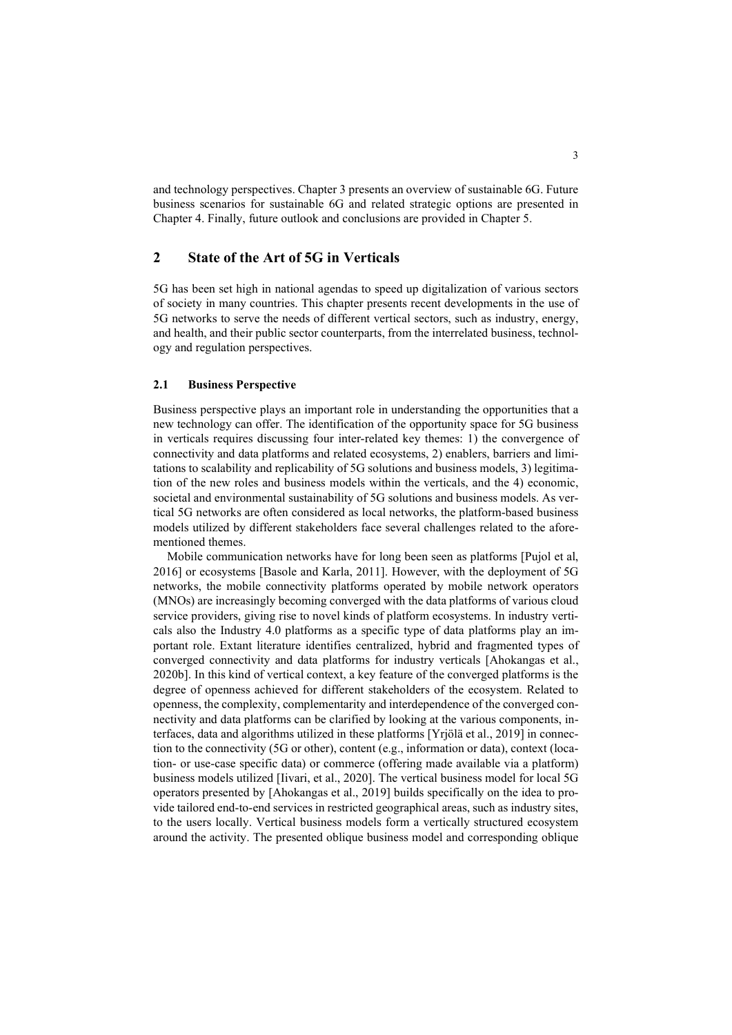and technology perspectives. Chapter 3 presents an overview of sustainable 6G. Future business scenarios for sustainable 6G and related strategic options are presented in Chapter 4. Finally, future outlook and conclusions are provided in Chapter 5.

## 2 State of the Art of 5G in Verticals

5G has been set high in national agendas to speed up digitalization of various sectors of society in many countries. This chapter presents recent developments in the use of 5G networks to serve the needs of different vertical sectors, such as industry, energy, and health, and their public sector counterparts, from the interrelated business, technology and regulation perspectives.

### 2.1 Business Perspective

Business perspective plays an important role in understanding the opportunities that a new technology can offer. The identification of the opportunity space for 5G business in verticals requires discussing four inter-related key themes: 1) the convergence of connectivity and data platforms and related ecosystems, 2) enablers, barriers and limitations to scalability and replicability of 5G solutions and business models, 3) legitimation of the new roles and business models within the verticals, and the 4) economic, societal and environmental sustainability of 5G solutions and business models. As vertical 5G networks are often considered as local networks, the platform-based business models utilized by different stakeholders face several challenges related to the aforementioned themes.

Mobile communication networks have for long been seen as platforms [Pujol et al, 2016] or ecosystems [Basole and Karla, 2011]. However, with the deployment of 5G networks, the mobile connectivity platforms operated by mobile network operators (MNOs) are increasingly becoming converged with the data platforms of various cloud service providers, giving rise to novel kinds of platform ecosystems. In industry verticals also the Industry 4.0 platforms as a specific type of data platforms play an important role. Extant literature identifies centralized, hybrid and fragmented types of converged connectivity and data platforms for industry verticals [Ahokangas et al., 2020b]. In this kind of vertical context, a key feature of the converged platforms is the degree of openness achieved for different stakeholders of the ecosystem. Related to openness, the complexity, complementarity and interdependence of the converged connectivity and data platforms can be clarified by looking at the various components, interfaces, data and algorithms utilized in these platforms [Yrjölä et al., 2019] in connection to the connectivity (5G or other), content (e.g., information or data), context (location- or use-case specific data) or commerce (offering made available via a platform) business models utilized [Iivari, et al., 2020]. The vertical business model for local 5G operators presented by [Ahokangas et al., 2019] builds specifically on the idea to provide tailored end-to-end services in restricted geographical areas, such as industry sites, to the users locally. Vertical business models form a vertically structured ecosystem around the activity. The presented oblique business model and corresponding oblique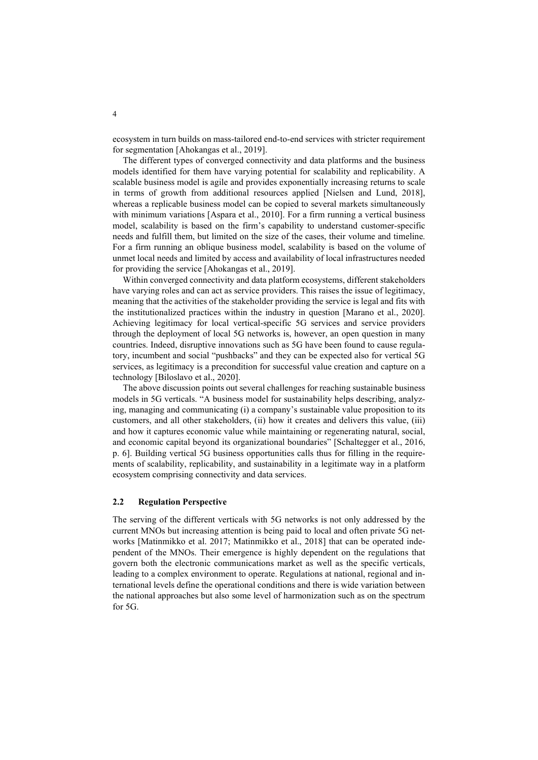ecosystem in turn builds on mass-tailored end-to-end services with stricter requirement for segmentation [Ahokangas et al., 2019].

The different types of converged connectivity and data platforms and the business models identified for them have varying potential for scalability and replicability. A scalable business model is agile and provides exponentially increasing returns to scale in terms of growth from additional resources applied [Nielsen and Lund, 2018], whereas a replicable business model can be copied to several markets simultaneously with minimum variations [Aspara et al., 2010]. For a firm running a vertical business model, scalability is based on the firm's capability to understand customer-specific needs and fulfill them, but limited on the size of the cases, their volume and timeline. For a firm running an oblique business model, scalability is based on the volume of unmet local needs and limited by access and availability of local infrastructures needed for providing the service [Ahokangas et al., 2019].

Within converged connectivity and data platform ecosystems, different stakeholders have varying roles and can act as service providers. This raises the issue of legitimacy, meaning that the activities of the stakeholder providing the service is legal and fits with the institutionalized practices within the industry in question [Marano et al., 2020]. Achieving legitimacy for local vertical-specific 5G services and service providers through the deployment of local 5G networks is, however, an open question in many countries. Indeed, disruptive innovations such as 5G have been found to cause regulatory, incumbent and social "pushbacks" and they can be expected also for vertical 5G services, as legitimacy is a precondition for successful value creation and capture on a technology [Biloslavo et al., 2020].

The above discussion points out several challenges for reaching sustainable business models in 5G verticals. "A business model for sustainability helps describing, analyzing, managing and communicating (i) a company's sustainable value proposition to its customers, and all other stakeholders, (ii) how it creates and delivers this value, (iii) and how it captures economic value while maintaining or regenerating natural, social, and economic capital beyond its organizational boundaries" [Schaltegger et al., 2016, p. 6]. Building vertical 5G business opportunities calls thus for filling in the requirements of scalability, replicability, and sustainability in a legitimate way in a platform ecosystem comprising connectivity and data services.

### 2.2 Regulation Perspective

The serving of the different verticals with 5G networks is not only addressed by the current MNOs but increasing attention is being paid to local and often private 5G networks [Matinmikko et al. 2017; Matinmikko et al., 2018] that can be operated independent of the MNOs. Their emergence is highly dependent on the regulations that govern both the electronic communications market as well as the specific verticals, leading to a complex environment to operate. Regulations at national, regional and international levels define the operational conditions and there is wide variation between the national approaches but also some level of harmonization such as on the spectrum for 5G.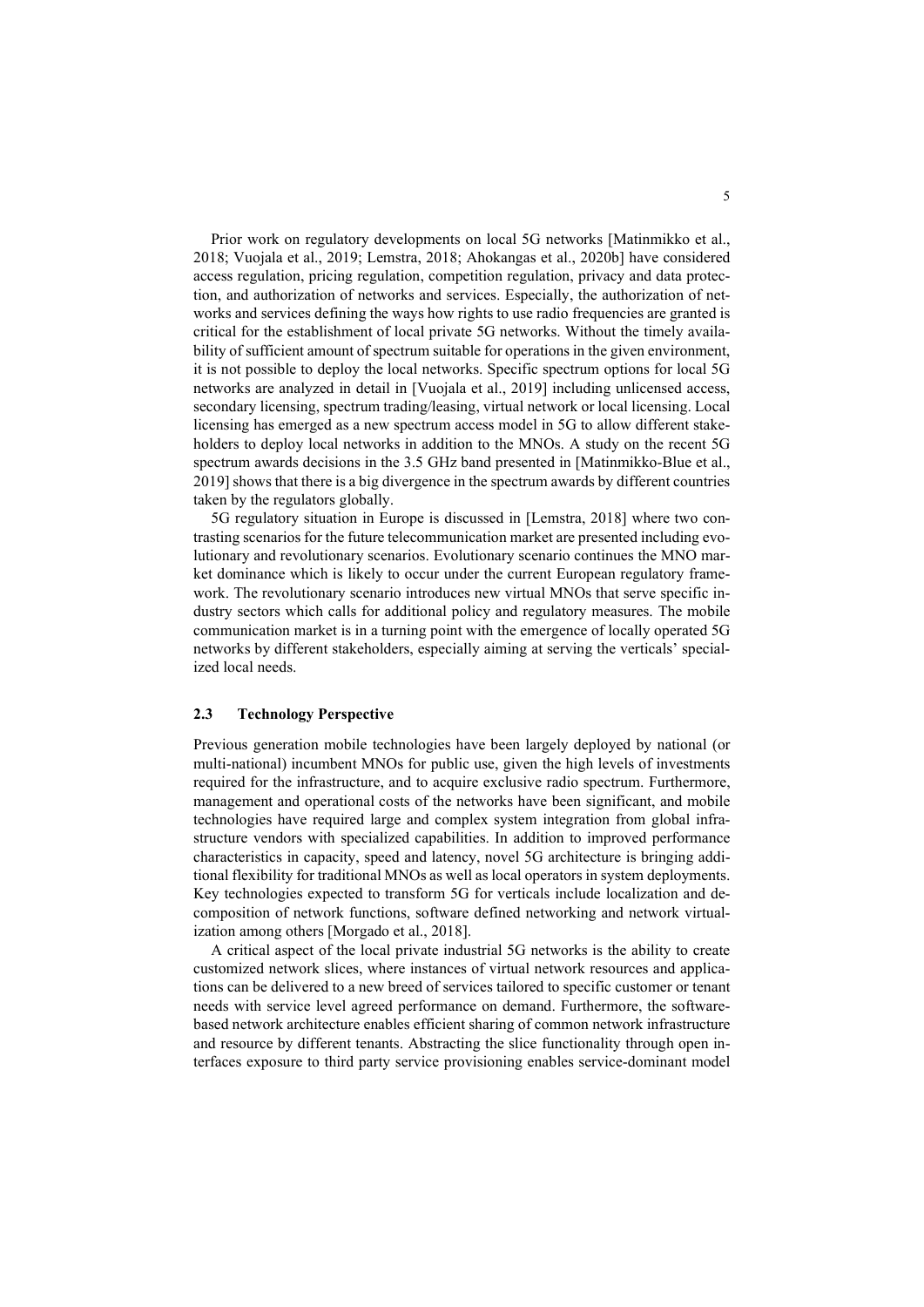Prior work on regulatory developments on local 5G networks [Matinmikko et al., 2018; Vuojala et al., 2019; Lemstra, 2018; Ahokangas et al., 2020b] have considered access regulation, pricing regulation, competition regulation, privacy and data protection, and authorization of networks and services. Especially, the authorization of networks and services defining the ways how rights to use radio frequencies are granted is critical for the establishment of local private 5G networks. Without the timely availability of sufficient amount of spectrum suitable for operations in the given environment, it is not possible to deploy the local networks. Specific spectrum options for local 5G networks are analyzed in detail in [Vuojala et al., 2019] including unlicensed access, secondary licensing, spectrum trading/leasing, virtual network or local licensing. Local licensing has emerged as a new spectrum access model in 5G to allow different stakeholders to deploy local networks in addition to the MNOs. A study on the recent 5G spectrum awards decisions in the 3.5 GHz band presented in [Matinmikko-Blue et al., 2019] shows that there is a big divergence in the spectrum awards by different countries taken by the regulators globally.

5G regulatory situation in Europe is discussed in [Lemstra, 2018] where two contrasting scenarios for the future telecommunication market are presented including evolutionary and revolutionary scenarios. Evolutionary scenario continues the MNO market dominance which is likely to occur under the current European regulatory framework. The revolutionary scenario introduces new virtual MNOs that serve specific industry sectors which calls for additional policy and regulatory measures. The mobile communication market is in a turning point with the emergence of locally operated 5G networks by different stakeholders, especially aiming at serving the verticals' specialized local needs.

### 2.3 Technology Perspective

Previous generation mobile technologies have been largely deployed by national (or multi-national) incumbent MNOs for public use, given the high levels of investments required for the infrastructure, and to acquire exclusive radio spectrum. Furthermore, management and operational costs of the networks have been significant, and mobile technologies have required large and complex system integration from global infrastructure vendors with specialized capabilities. In addition to improved performance characteristics in capacity, speed and latency, novel 5G architecture is bringing additional flexibility for traditional MNOs as well as local operators in system deployments. Key technologies expected to transform 5G for verticals include localization and decomposition of network functions, software defined networking and network virtualization among others [Morgado et al., 2018].

A critical aspect of the local private industrial 5G networks is the ability to create customized network slices, where instances of virtual network resources and applications can be delivered to a new breed of services tailored to specific customer or tenant needs with service level agreed performance on demand. Furthermore, the software-based network architecture enables efficient sharing of common network infrastructure and resource by different tenants. Abstracting the slice functionality through open interfaces exposure to third party service provisioning enables service-dominant model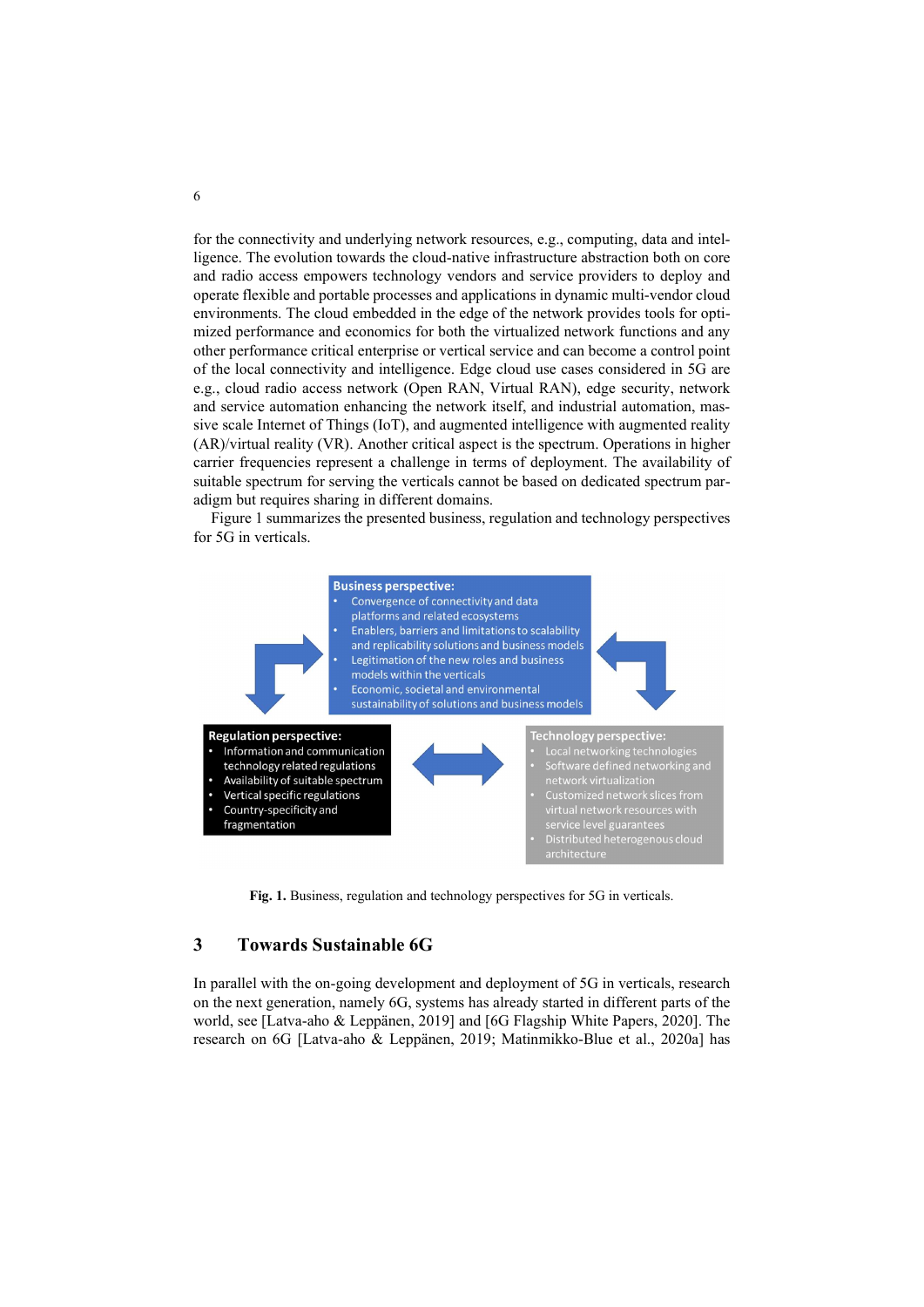for the connectivity and underlying network resources, e.g., computing, data and intelligence. The evolution towards the cloud-native infrastructure abstraction both on core and radio access empowers technology vendors and service providers to deploy and operate flexible and portable processes and applications in dynamic multi-vendor cloud environments. The cloud embedded in the edge of the network provides tools for optimized performance and economics for both the virtualized network functions and any other performance critical enterprise or vertical service and can become a control point of the local connectivity and intelligence. Edge cloud use cases considered in 5G are e.g., cloud radio access network (Open RAN, Virtual RAN), edge security, network and service automation enhancing the network itself, and industrial automation, massive scale Internet of Things (IoT), and augmented intelligence with augmented reality (AR)/virtual reality (VR). Another critical aspect is the spectrum. Operations in higher carrier frequencies represent a challenge in terms of deployment. The availability of suitable spectrum for serving the verticals cannot be based on dedicated spectrum paradigm but requires sharing in different domains.

Figure 1 summarizes the presented business, regulation and technology perspectives for 5G in verticals.

**Business perspective:**
- Convergence of connectivity and data platforms and related ecosystems
- Enablers, barriers and limitations to scalability and replicability solutions and business models
- Legitimation of the new roles and business models within the verticals
- Economic, societal and environmental sustainability of solutions and business models

**Regulation perspective:**
- Information and communication technology related regulations
- Availability of suitable spectrum
- Vertical specific regulations
- Country-specificity and fragmentation

**Technology perspective:**
- Local networking technologies
- Software defined networking and network virtualization
- Customized network slices from virtual network resources with service level guarantees
- Distributed heterogenous cloud architecture

**Fig. 1.** Business, regulation and technology perspectives for 5G in verticals.

## 3 Towards Sustainable 6G

In parallel with the on-going development and deployment of 5G in verticals, research on the next generation, namely 6G, systems has already started in different parts of the world, see [Latva-aho & Leppänen, 2019] and [6G Flagship White Papers, 2020]. The research on 6G [Latva-aho & Leppänen, 2019; Matinmikko-Blue et al., 2020a] has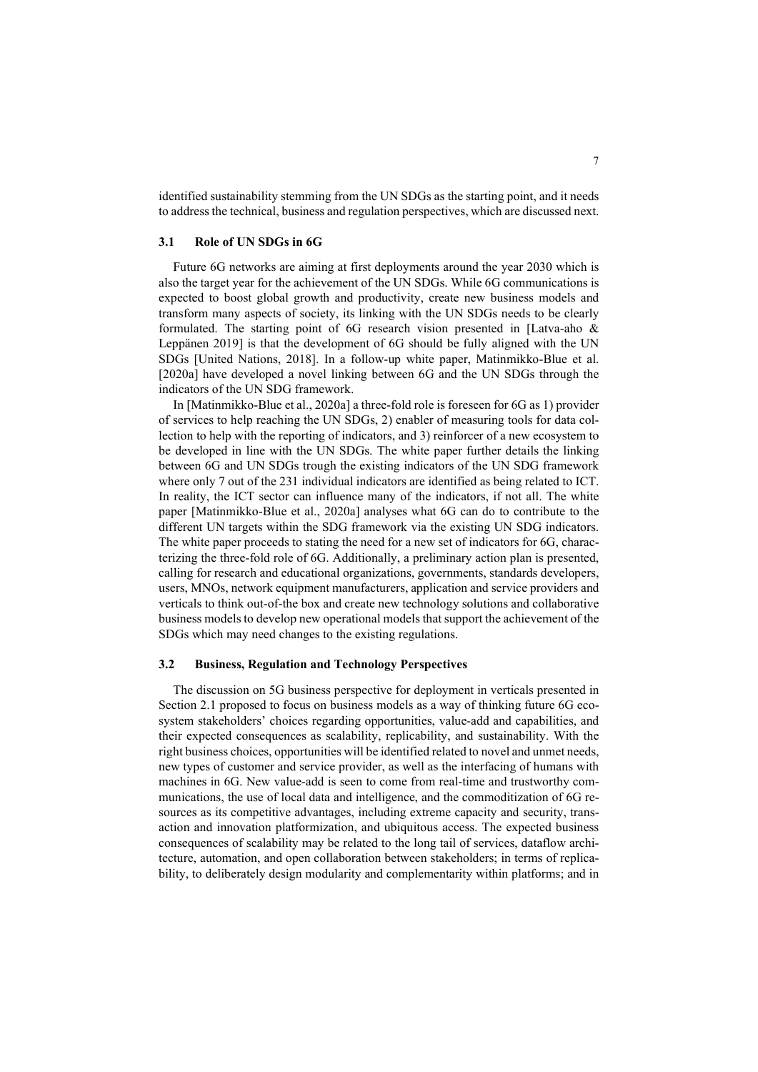identified sustainability stemming from the UN SDGs as the starting point, and it needs to address the technical, business and regulation perspectives, which are discussed next.

### 3.1 Role of UN SDGs in 6G

Future 6G networks are aiming at first deployments around the year 2030 which is also the target year for the achievement of the UN SDGs. While 6G communications is expected to boost global growth and productivity, create new business models and transform many aspects of society, its linking with the UN SDGs needs to be clearly formulated. The starting point of 6G research vision presented in [Latva-aho & Leppänen 2019] is that the development of 6G should be fully aligned with the UN SDGs [United Nations, 2018]. In a follow-up white paper, Matinmikko-Blue et al. [2020a] have developed a novel linking between 6G and the UN SDGs through the indicators of the UN SDG framework.

In [Matinmikko-Blue et al., 2020a] a three-fold role is foreseen for 6G as 1) provider of services to help reaching the UN SDGs, 2) enabler of measuring tools for data collection to help with the reporting of indicators, and 3) reinforcer of a new ecosystem to be developed in line with the UN SDGs. The white paper further details the linking between 6G and UN SDGs trough the existing indicators of the UN SDG framework where only 7 out of the 231 individual indicators are identified as being related to ICT. In reality, the ICT sector can influence many of the indicators, if not all. The white paper [Matinmikko-Blue et al., 2020a] analyses what 6G can do to contribute to the different UN targets within the SDG framework via the existing UN SDG indicators. The white paper proceeds to stating the need for a new set of indicators for 6G, characterizing the three-fold role of 6G. Additionally, a preliminary action plan is presented, calling for research and educational organizations, governments, standards developers, users, MNOs, network equipment manufacturers, application and service providers and verticals to think out-of-the box and create new technology solutions and collaborative business models to develop new operational models that support the achievement of the SDGs which may need changes to the existing regulations.

### 3.2 Business, Regulation and Technology Perspectives

The discussion on 5G business perspective for deployment in verticals presented in Section 2.1 proposed to focus on business models as a way of thinking future 6G ecosystem stakeholders' choices regarding opportunities, value-add and capabilities, and their expected consequences as scalability, replicability, and sustainability. With the right business choices, opportunities will be identified related to novel and unmet needs, new types of customer and service provider, as well as the interfacing of humans with machines in 6G. New value-add is seen to come from real-time and trustworthy communications, the use of local data and intelligence, and the commoditization of 6G resources as its competitive advantages, including extreme capacity and security, transaction and innovation platformization, and ubiquitous access. The expected business consequences of scalability may be related to the long tail of services, dataflow architecture, automation, and open collaboration between stakeholders; in terms of replicability, to deliberately design modularity and complementarity within platforms; and in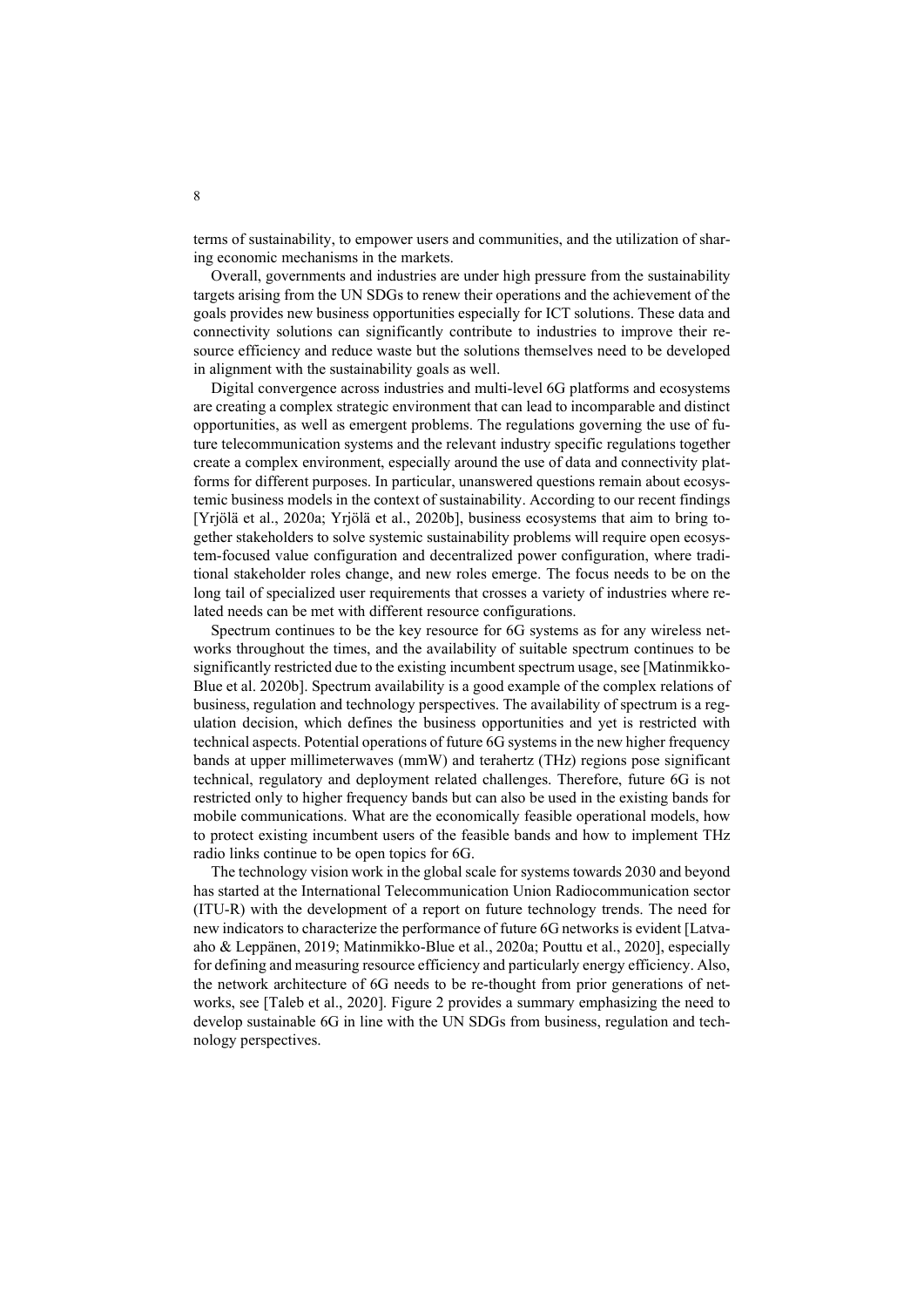terms of sustainability, to empower users and communities, and the utilization of sharing economic mechanisms in the markets.

Overall, governments and industries are under high pressure from the sustainability targets arising from the UN SDGs to renew their operations and the achievement of the goals provides new business opportunities especially for ICT solutions. These data and connectivity solutions can significantly contribute to industries to improve their resource efficiency and reduce waste but the solutions themselves need to be developed in alignment with the sustainability goals as well.

Digital convergence across industries and multi-level 6G platforms and ecosystems are creating a complex strategic environment that can lead to incomparable and distinct opportunities, as well as emergent problems. The regulations governing the use of future telecommunication systems and the relevant industry specific regulations together create a complex environment, especially around the use of data and connectivity platforms for different purposes. In particular, unanswered questions remain about ecosystemic business models in the context of sustainability. According to our recent findings [Yrjölä et al., 2020a; Yrjölä et al., 2020b], business ecosystems that aim to bring together stakeholders to solve systemic sustainability problems will require open ecosystem-focused value configuration and decentralized power configuration, where traditional stakeholder roles change, and new roles emerge. The focus needs to be on the long tail of specialized user requirements that crosses a variety of industries where related needs can be met with different resource configurations.

Spectrum continues to be the key resource for 6G systems as for any wireless networks throughout the times, and the availability of suitable spectrum continues to be significantly restricted due to the existing incumbent spectrum usage, see [Matinmikko-Blue et al. 2020b]. Spectrum availability is a good example of the complex relations of business, regulation and technology perspectives. The availability of spectrum is a regulation decision, which defines the business opportunities and yet is restricted with technical aspects. Potential operations of future 6G systems in the new higher frequency bands at upper millimeterwaves (mmW) and terahertz (THz) regions pose significant technical, regulatory and deployment related challenges. Therefore, future 6G is not restricted only to higher frequency bands but can also be used in the existing bands for mobile communications. What are the economically feasible operational models, how to protect existing incumbent users of the feasible bands and how to implement THz radio links continue to be open topics for 6G.

The technology vision work in the global scale for systems towards 2030 and beyond has started at the International Telecommunication Union Radiocommunication sector (ITU-R) with the development of a report on future technology trends. The need for new indicators to characterize the performance of future 6G networks is evident [Latva-aho & Leppänen, 2019; Matinmikko-Blue et al., 2020a; Pouttu et al., 2020], especially for defining and measuring resource efficiency and particularly energy efficiency. Also, the network architecture of 6G needs to be re-thought from prior generations of networks, see [Taleb et al., 2020]. Figure 2 provides a summary emphasizing the need to develop sustainable 6G in line with the UN SDGs from business, regulation and technology perspectives.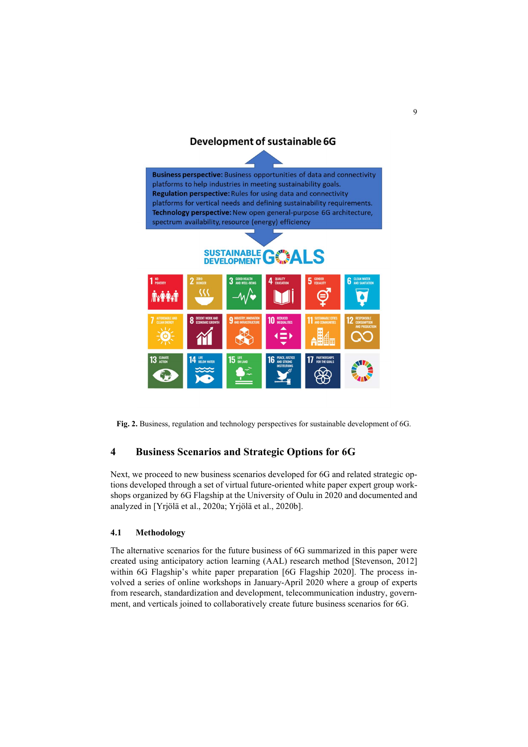**Development of sustainable 6G**

**Business perspective:** Business opportunities of data and connectivity platforms to help industries in meeting sustainability goals.
**Regulation perspective:** Rules for using data and connectivity platforms for vertical needs and defining sustainability requirements.
**Technology perspective:** New open general-purpose 6G architecture, spectrum availability, resource (energy) efficiency

SUSTAINABLE DEVELOPMENT GOALS

1 NO POVERTY; 2 ZERO HUNGER; 3 GOOD HEALTH AND WELL-BEING; 4 QUALITY EDUCATION; 5 GENDER EQUALITY; 6 CLEAN WATER AND SANITATION; 7 AFFORDABLE AND CLEAN ENERGY; 8 DECENT WORK AND ECONOMIC GROWTH; 9 INDUSTRY, INNOVATION AND INFRASTRUCTURE; 10 REDUCED INEQUALITIES; 11 SUSTAINABLE CITIES AND COMMUNITIES; 12 RESPONSIBLE CONSUMPTION AND PRODUCTION; 13 CLIMATE ACTION; 14 LIFE BELOW WATER; 15 LIFE ON LAND; 16 PEACE, JUSTICE AND STRONG INSTITUTIONS; 17 PARTNERSHIPS FOR THE GOALS

**Fig. 2.** Business, regulation and technology perspectives for sustainable development of 6G.

## 4 Business Scenarios and Strategic Options for 6G

Next, we proceed to new business scenarios developed for 6G and related strategic options developed through a set of virtual future-oriented white paper expert group workshops organized by 6G Flagship at the University of Oulu in 2020 and documented and analyzed in [Yrjölä et al., 2020a; Yrjölä et al., 2020b].

### 4.1 Methodology

The alternative scenarios for the future business of 6G summarized in this paper were created using anticipatory action learning (AAL) research method [Stevenson, 2012] within 6G Flagship's white paper preparation [6G Flagship 2020]. The process involved a series of online workshops in January-April 2020 where a group of experts from research, standardization and development, telecommunication industry, government, and verticals joined to collaboratively create future business scenarios for 6G.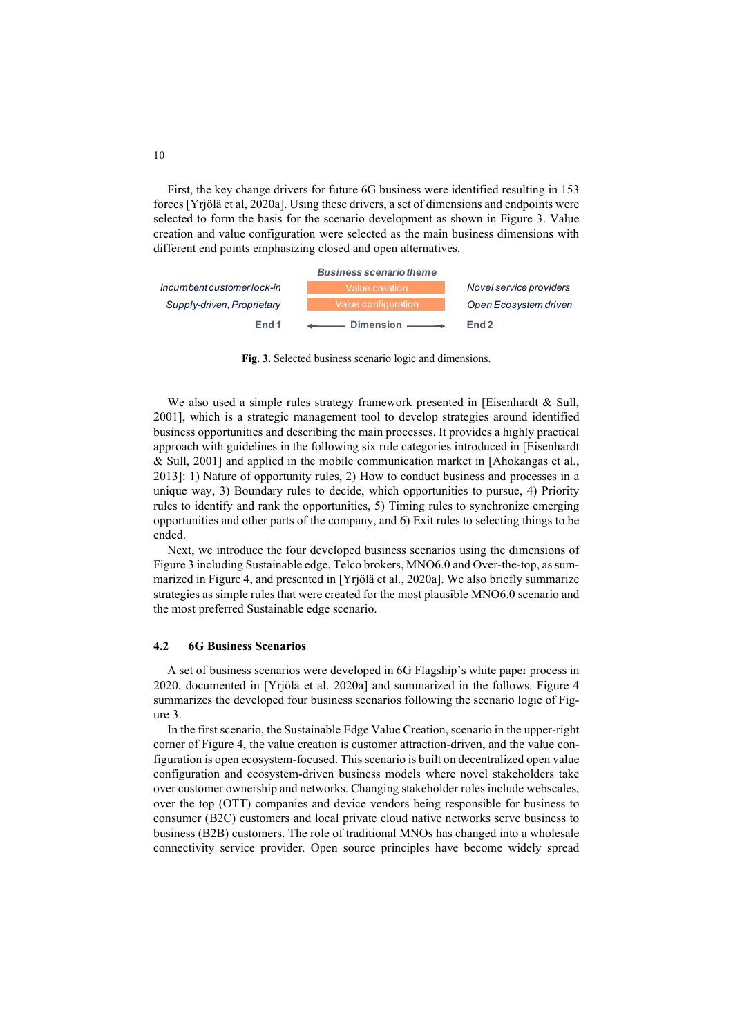First, the key change drivers for future 6G business were identified resulting in 153 forces [Yrjölä et al, 2020a]. Using these drivers, a set of dimensions and endpoints were selected to form the basis for the scenario development as shown in Figure 3. Value creation and value configuration were selected as the main business dimensions with different end points emphasizing closed and open alternatives.

| End 1 | Business scenario theme | End 2 |
| --- | --- | --- |
| *Incumbent customer lock-in* | Value creation | *Novel service providers* |
| *Supply-driven, Proprietary* | Value configuration | *Open Ecosystem driven* |
| End 1 | ← Dimension → | End 2 |

**Fig. 3.** Selected business scenario logic and dimensions.

We also used a simple rules strategy framework presented in [Eisenhardt & Sull, 2001], which is a strategic management tool to develop strategies around identified business opportunities and describing the main processes. It provides a highly practical approach with guidelines in the following six rule categories introduced in [Eisenhardt & Sull, 2001] and applied in the mobile communication market in [Ahokangas et al., 2013]: 1) Nature of opportunity rules, 2) How to conduct business and processes in a unique way, 3) Boundary rules to decide, which opportunities to pursue, 4) Priority rules to identify and rank the opportunities, 5) Timing rules to synchronize emerging opportunities and other parts of the company, and 6) Exit rules to selecting things to be ended.

Next, we introduce the four developed business scenarios using the dimensions of Figure 3 including Sustainable edge, Telco brokers, MNO6.0 and Over-the-top, as summarized in Figure 4, and presented in [Yrjölä et al., 2020a]. We also briefly summarize strategies as simple rules that were created for the most plausible MNO6.0 scenario and the most preferred Sustainable edge scenario.

### 4.2 6G Business Scenarios

A set of business scenarios were developed in 6G Flagship's white paper process in 2020, documented in [Yrjölä et al. 2020a] and summarized in the follows. Figure 4 summarizes the developed four business scenarios following the scenario logic of Figure 3.

In the first scenario, the Sustainable Edge Value Creation, scenario in the upper-right corner of Figure 4, the value creation is customer attraction-driven, and the value configuration is open ecosystem-focused. This scenario is built on decentralized open value configuration and ecosystem-driven business models where novel stakeholders take over customer ownership and networks. Changing stakeholder roles include webscales, over the top (OTT) companies and device vendors being responsible for business to consumer (B2C) customers and local private cloud native networks serve business to business (B2B) customers. The role of traditional MNOs has changed into a wholesale connectivity service provider. Open source principles have become widely spread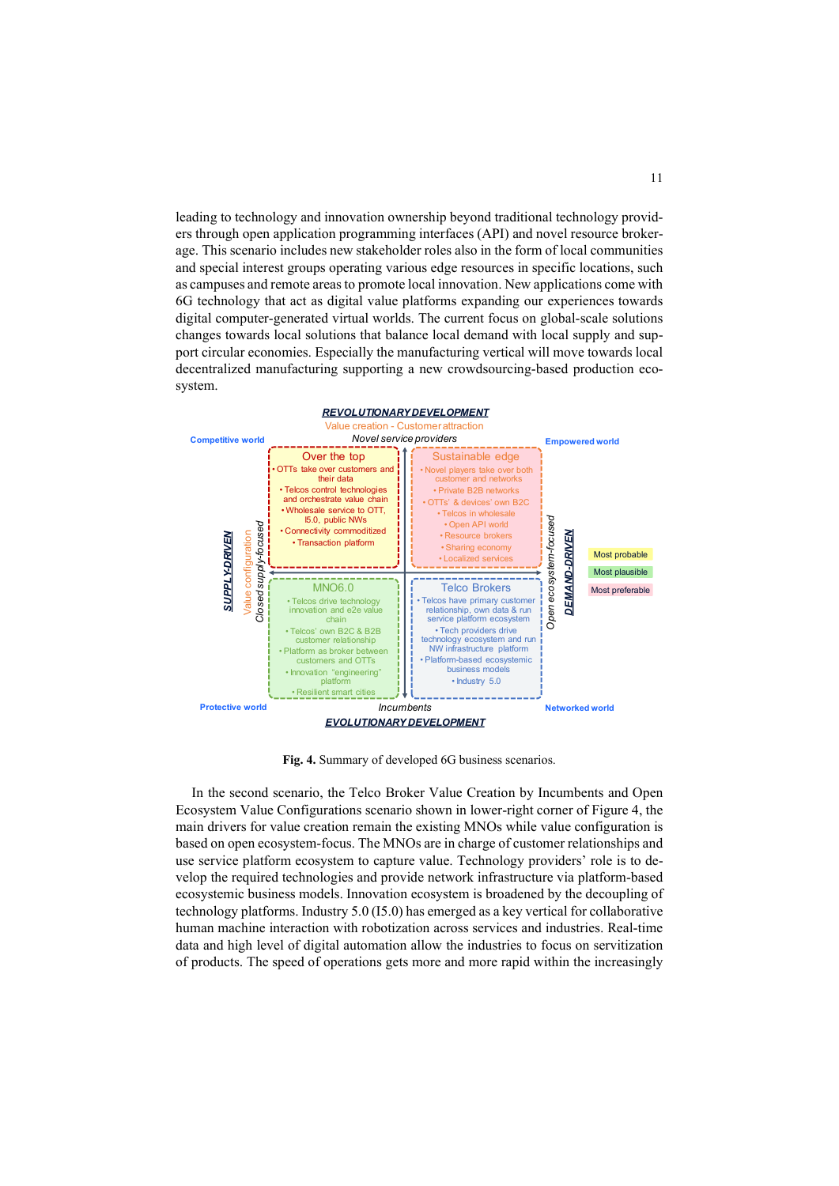leading to technology and innovation ownership beyond traditional technology providers through open application programming interfaces (API) and novel resource brokerage. This scenario includes new stakeholder roles also in the form of local communities and special interest groups operating various edge resources in specific locations, such as campuses and remote areas to promote local innovation. New applications come with 6G technology that act as digital value platforms expanding our experiences towards digital computer-generated virtual worlds. The current focus on global-scale solutions changes towards local solutions that balance local demand with local supply and support circular economies. Especially the manufacturing vertical will move towards local decentralized manufacturing supporting a new crowdsourcing-based production ecosystem.

**REVOLUTIONARY DEVELOPMENT**

Value creation - Customer attraction

Novel service providers

| Competitive world | Empowered world |
|---|---|
| **Over the top**<br>• OTTs take over customers and their data<br>• Telcos control technologies and orchestrate value chain<br>• Wholesale service to OTT, I5.0, public NWs<br>• Connectivity commoditized<br>• Transaction platform | **Sustainable edge**<br>• Novel players take over both customer and networks<br>• Private B2B networks<br>• OTTs' & devices' own B2C<br>• Telcos in wholesale<br>• Open API world<br>• Resource brokers<br>• Sharing economy<br>• Localized services |
| **MNO6.0**<br>• Telcos drive technology innovation and e2e value chain<br>• Telcos' own B2C & B2B customer relationship<br>• Platform as broker between customers and OTTs<br>• Innovation "engineering" platform<br>• Resilient smart cities | **Telco Brokers**<br>• Telcos have primary customer relationship, own data & run service platform ecosystem<br>• Tech providers drive technology ecosystem and run NW infrastructure platform<br>• Platform-based ecosystemic business models<br>• Industry 5.0 |
| Protective world | Networked world |

Incumbents

**EVOLUTIONARY DEVELOPMENT**

SUPPLY-DRIVEN — Value configuration — Closed supply-focused | Open ecosystem-focused — DEMAND-DRIVEN

Most probable | Most plausible | Most preferable

**Fig. 4.** Summary of developed 6G business scenarios.

In the second scenario, the Telco Broker Value Creation by Incumbents and Open Ecosystem Value Configurations scenario shown in lower-right corner of Figure 4, the main drivers for value creation remain the existing MNOs while value configuration is based on open ecosystem-focus. The MNOs are in charge of customer relationships and use service platform ecosystem to capture value. Technology providers' role is to develop the required technologies and provide network infrastructure via platform-based ecosystemic business models. Innovation ecosystem is broadened by the decoupling of technology platforms. Industry 5.0 (I5.0) has emerged as a key vertical for collaborative human machine interaction with robotization across services and industries. Real-time data and high level of digital automation allow the industries to focus on servitization of products. The speed of operations gets more and more rapid within the increasingly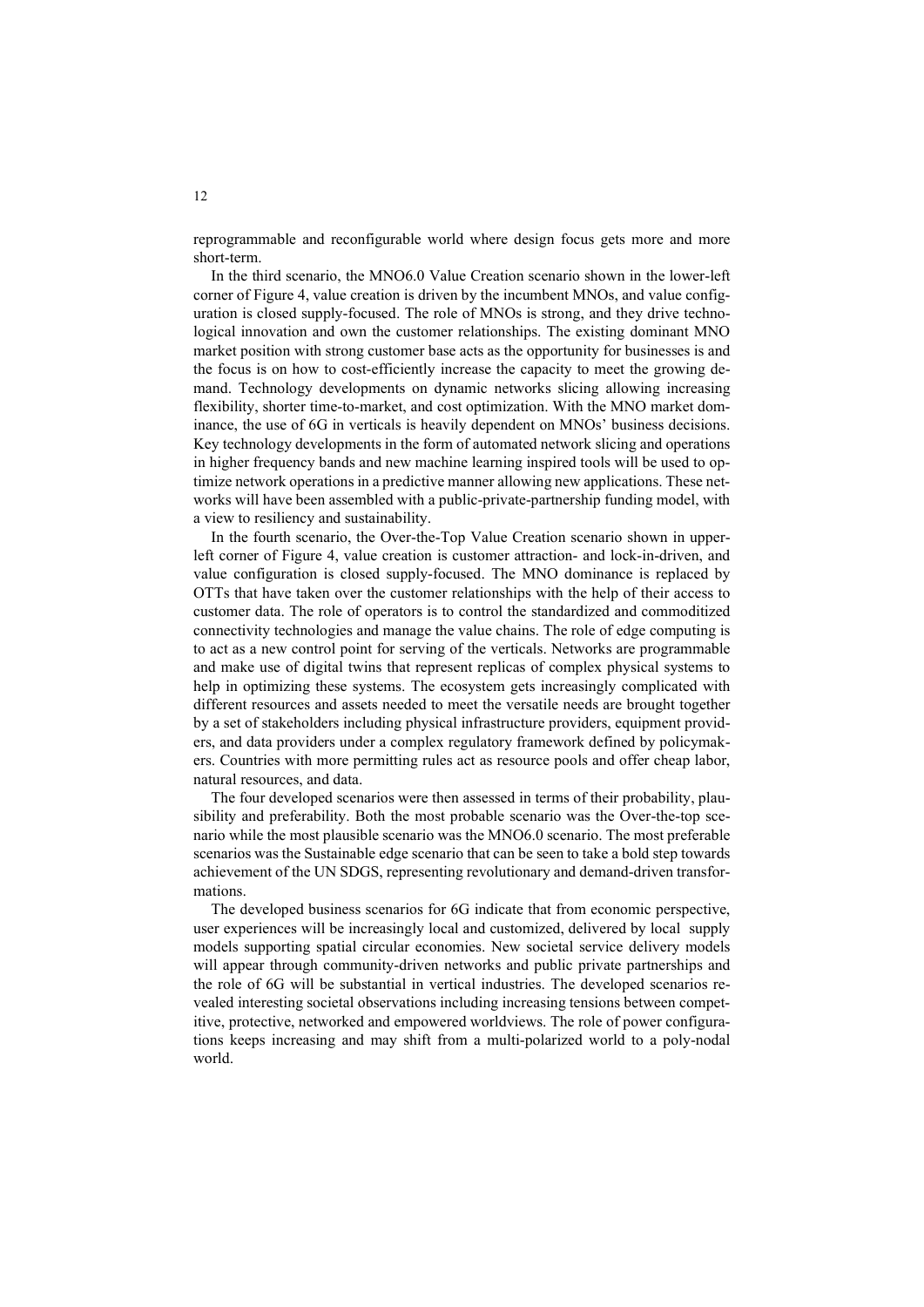reprogrammable and reconfigurable world where design focus gets more and more short-term.

In the third scenario, the MNO6.0 Value Creation scenario shown in the lower-left corner of Figure 4, value creation is driven by the incumbent MNOs, and value configuration is closed supply-focused. The role of MNOs is strong, and they drive technological innovation and own the customer relationships. The existing dominant MNO market position with strong customer base acts as the opportunity for businesses is and the focus is on how to cost-efficiently increase the capacity to meet the growing demand. Technology developments on dynamic networks slicing allowing increasing flexibility, shorter time-to-market, and cost optimization. With the MNO market dominance, the use of 6G in verticals is heavily dependent on MNOs' business decisions. Key technology developments in the form of automated network slicing and operations in higher frequency bands and new machine learning inspired tools will be used to optimize network operations in a predictive manner allowing new applications. These networks will have been assembled with a public-private-partnership funding model, with a view to resiliency and sustainability.

In the fourth scenario, the Over-the-Top Value Creation scenario shown in upper-left corner of Figure 4, value creation is customer attraction- and lock-in-driven, and value configuration is closed supply-focused. The MNO dominance is replaced by OTTs that have taken over the customer relationships with the help of their access to customer data. The role of operators is to control the standardized and commoditized connectivity technologies and manage the value chains. The role of edge computing is to act as a new control point for serving of the verticals. Networks are programmable and make use of digital twins that represent replicas of complex physical systems to help in optimizing these systems. The ecosystem gets increasingly complicated with different resources and assets needed to meet the versatile needs are brought together by a set of stakeholders including physical infrastructure providers, equipment providers, and data providers under a complex regulatory framework defined by policymakers. Countries with more permitting rules act as resource pools and offer cheap labor, natural resources, and data.

The four developed scenarios were then assessed in terms of their probability, plausibility and preferability. Both the most probable scenario was the Over-the-top scenario while the most plausible scenario was the MNO6.0 scenario. The most preferable scenarios was the Sustainable edge scenario that can be seen to take a bold step towards achievement of the UN SDGS, representing revolutionary and demand-driven transformations.

The developed business scenarios for 6G indicate that from economic perspective, user experiences will be increasingly local and customized, delivered by local supply models supporting spatial circular economies. New societal service delivery models will appear through community-driven networks and public private partnerships and the role of 6G will be substantial in vertical industries. The developed scenarios revealed interesting societal observations including increasing tensions between competitive, protective, networked and empowered worldviews. The role of power configurations keeps increasing and may shift from a multi-polarized world to a poly-nodal world.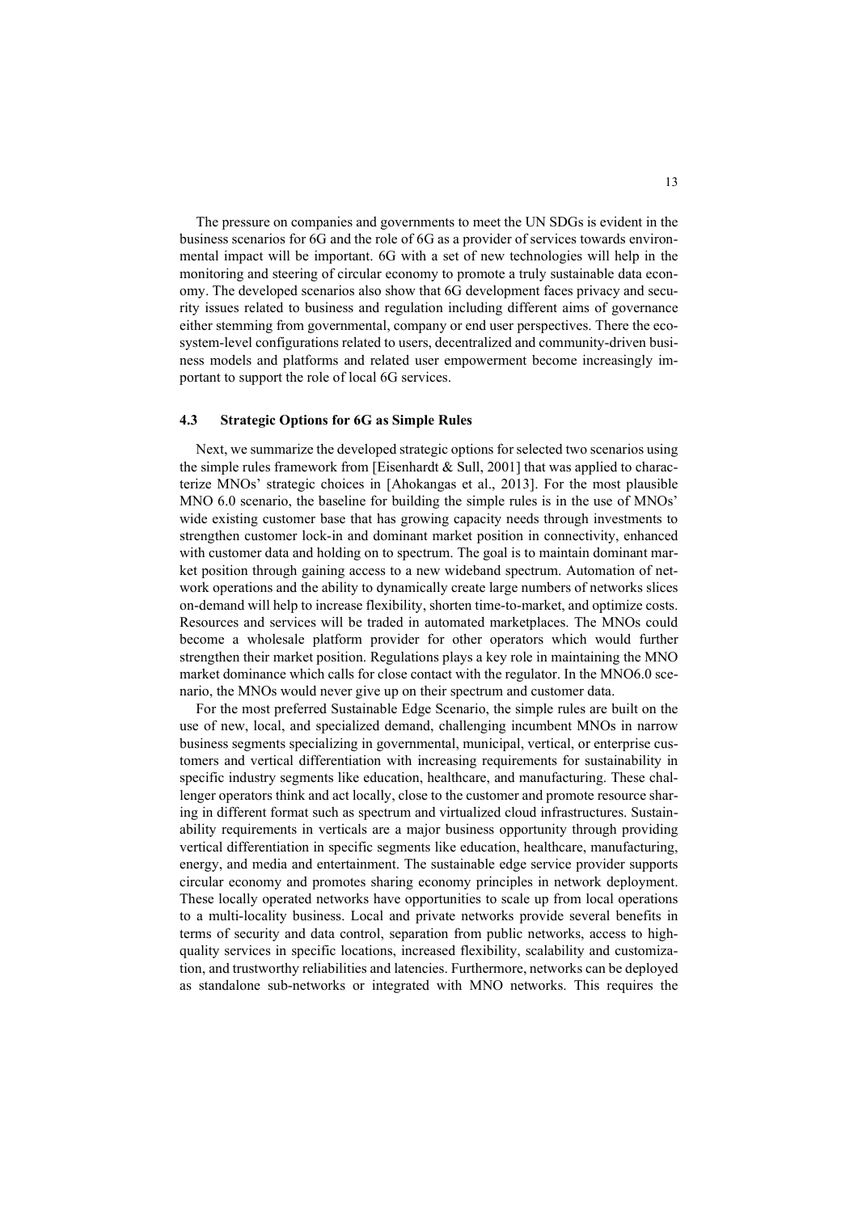The pressure on companies and governments to meet the UN SDGs is evident in the business scenarios for 6G and the role of 6G as a provider of services towards environmental impact will be important. 6G with a set of new technologies will help in the monitoring and steering of circular economy to promote a truly sustainable data economy. The developed scenarios also show that 6G development faces privacy and security issues related to business and regulation including different aims of governance either stemming from governmental, company or end user perspectives. There the ecosystem-level configurations related to users, decentralized and community-driven business models and platforms and related user empowerment become increasingly important to support the role of local 6G services.

### 4.3 Strategic Options for 6G as Simple Rules

Next, we summarize the developed strategic options for selected two scenarios using the simple rules framework from [Eisenhardt & Sull, 2001] that was applied to characterize MNOs' strategic choices in [Ahokangas et al., 2013]. For the most plausible MNO 6.0 scenario, the baseline for building the simple rules is in the use of MNOs' wide existing customer base that has growing capacity needs through investments to strengthen customer lock-in and dominant market position in connectivity, enhanced with customer data and holding on to spectrum. The goal is to maintain dominant market position through gaining access to a new wideband spectrum. Automation of network operations and the ability to dynamically create large numbers of networks slices on-demand will help to increase flexibility, shorten time-to-market, and optimize costs. Resources and services will be traded in automated marketplaces. The MNOs could become a wholesale platform provider for other operators which would further strengthen their market position. Regulations plays a key role in maintaining the MNO market dominance which calls for close contact with the regulator. In the MNO6.0 scenario, the MNOs would never give up on their spectrum and customer data.

For the most preferred Sustainable Edge Scenario, the simple rules are built on the use of new, local, and specialized demand, challenging incumbent MNOs in narrow business segments specializing in governmental, municipal, vertical, or enterprise customers and vertical differentiation with increasing requirements for sustainability in specific industry segments like education, healthcare, and manufacturing. These challenger operators think and act locally, close to the customer and promote resource sharing in different format such as spectrum and virtualized cloud infrastructures. Sustainability requirements in verticals are a major business opportunity through providing vertical differentiation in specific segments like education, healthcare, manufacturing, energy, and media and entertainment. The sustainable edge service provider supports circular economy and promotes sharing economy principles in network deployment. These locally operated networks have opportunities to scale up from local operations to a multi-locality business. Local and private networks provide several benefits in terms of security and data control, separation from public networks, access to high-quality services in specific locations, increased flexibility, scalability and customization, and trustworthy reliabilities and latencies. Furthermore, networks can be deployed as standalone sub-networks or integrated with MNO networks. This requires the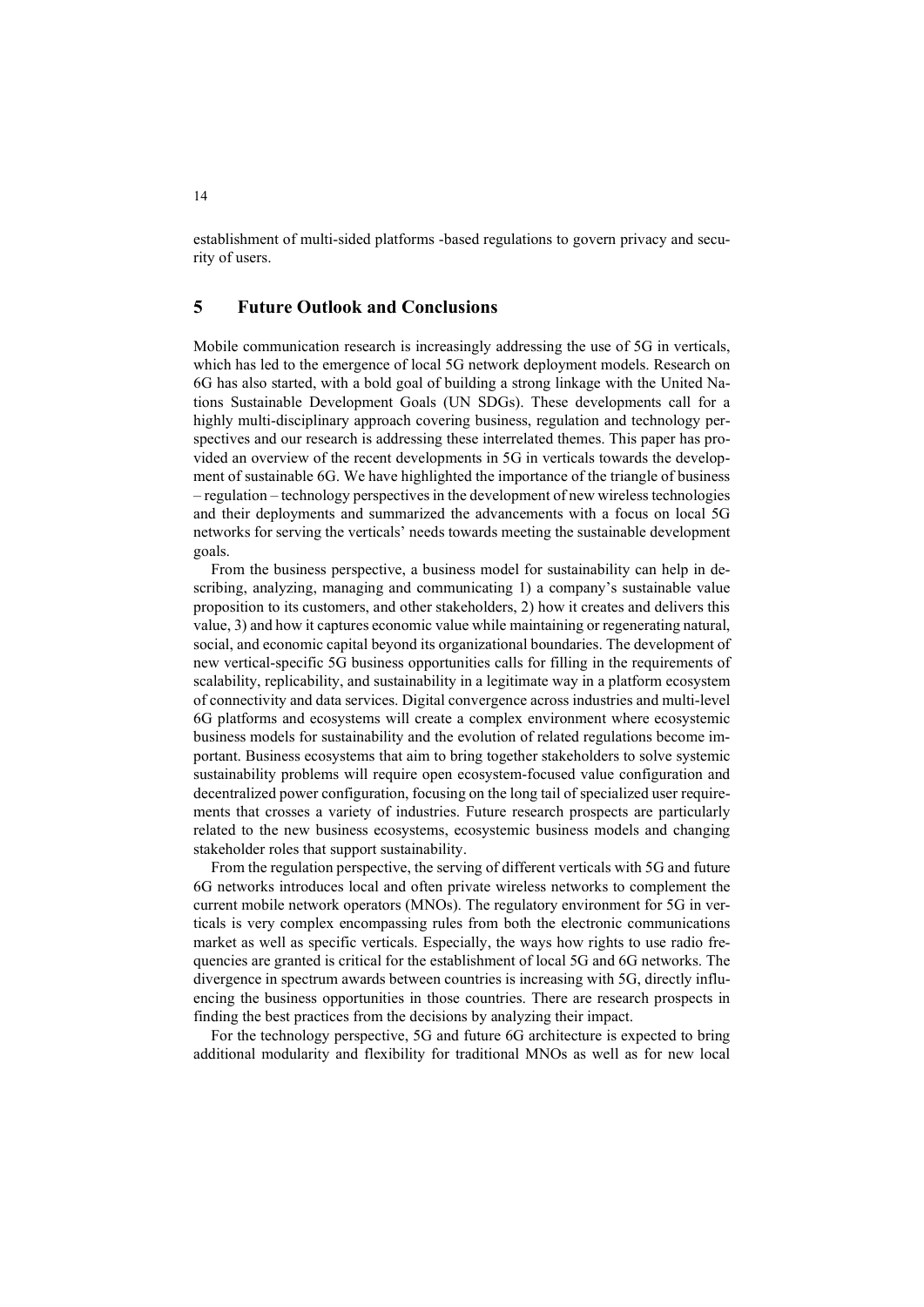establishment of multi-sided platforms -based regulations to govern privacy and security of users.

## 5 Future Outlook and Conclusions

Mobile communication research is increasingly addressing the use of 5G in verticals, which has led to the emergence of local 5G network deployment models. Research on 6G has also started, with a bold goal of building a strong linkage with the United Nations Sustainable Development Goals (UN SDGs). These developments call for a highly multi-disciplinary approach covering business, regulation and technology perspectives and our research is addressing these interrelated themes. This paper has provided an overview of the recent developments in 5G in verticals towards the development of sustainable 6G. We have highlighted the importance of the triangle of business – regulation – technology perspectives in the development of new wireless technologies and their deployments and summarized the advancements with a focus on local 5G networks for serving the verticals' needs towards meeting the sustainable development goals.

From the business perspective, a business model for sustainability can help in describing, analyzing, managing and communicating 1) a company's sustainable value proposition to its customers, and other stakeholders, 2) how it creates and delivers this value, 3) and how it captures economic value while maintaining or regenerating natural, social, and economic capital beyond its organizational boundaries. The development of new vertical-specific 5G business opportunities calls for filling in the requirements of scalability, replicability, and sustainability in a legitimate way in a platform ecosystem of connectivity and data services. Digital convergence across industries and multi-level 6G platforms and ecosystems will create a complex environment where ecosystemic business models for sustainability and the evolution of related regulations become important. Business ecosystems that aim to bring together stakeholders to solve systemic sustainability problems will require open ecosystem-focused value configuration and decentralized power configuration, focusing on the long tail of specialized user requirements that crosses a variety of industries. Future research prospects are particularly related to the new business ecosystems, ecosystemic business models and changing stakeholder roles that support sustainability.

From the regulation perspective, the serving of different verticals with 5G and future 6G networks introduces local and often private wireless networks to complement the current mobile network operators (MNOs). The regulatory environment for 5G in verticals is very complex encompassing rules from both the electronic communications market as well as specific verticals. Especially, the ways how rights to use radio frequencies are granted is critical for the establishment of local 5G and 6G networks. The divergence in spectrum awards between countries is increasing with 5G, directly influencing the business opportunities in those countries. There are research prospects in finding the best practices from the decisions by analyzing their impact.

For the technology perspective, 5G and future 6G architecture is expected to bring additional modularity and flexibility for traditional MNOs as well as for new local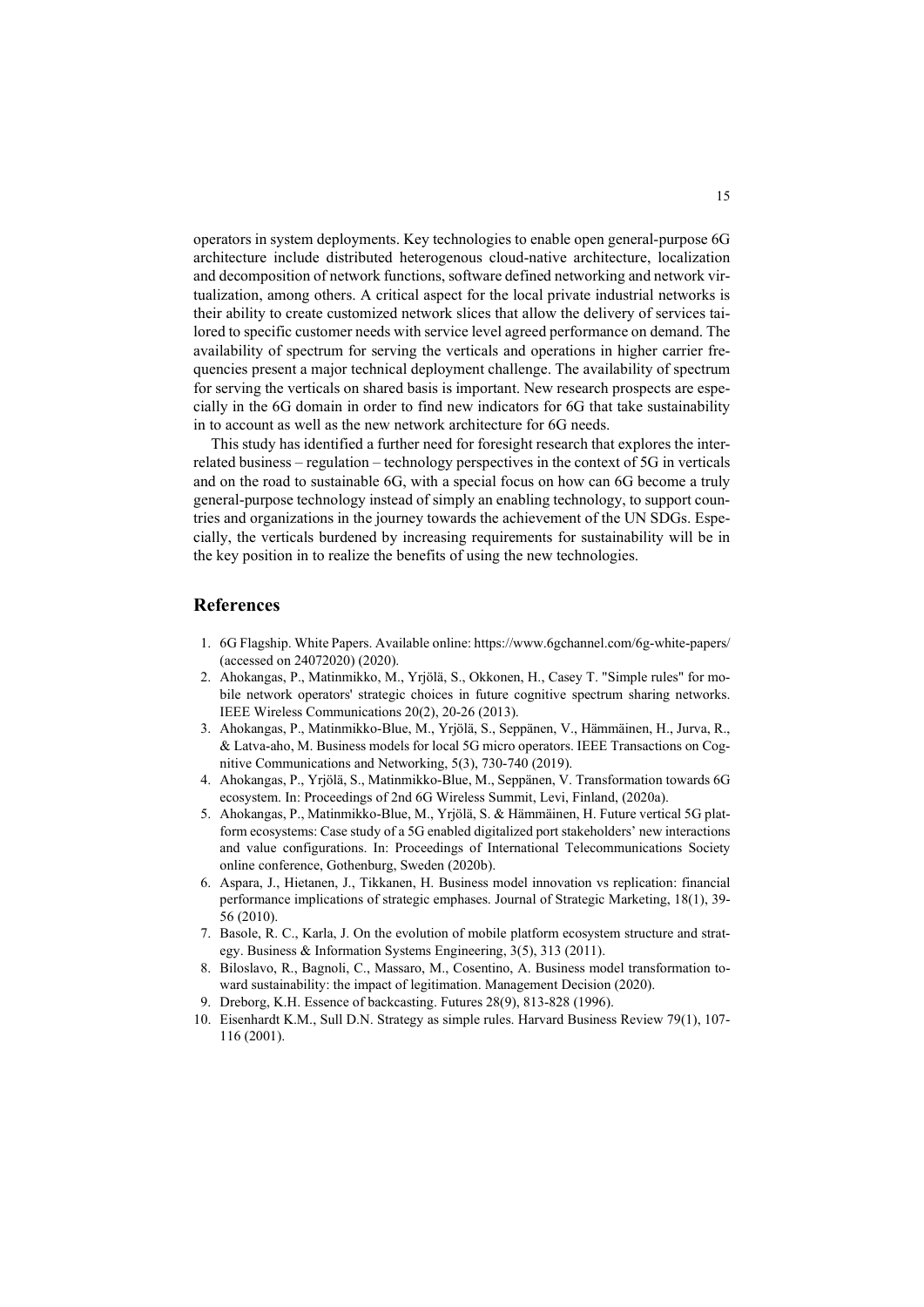operators in system deployments. Key technologies to enable open general-purpose 6G architecture include distributed heterogenous cloud-native architecture, localization and decomposition of network functions, software defined networking and network virtualization, among others. A critical aspect for the local private industrial networks is their ability to create customized network slices that allow the delivery of services tailored to specific customer needs with service level agreed performance on demand. The availability of spectrum for serving the verticals and operations in higher carrier frequencies present a major technical deployment challenge. The availability of spectrum for serving the verticals on shared basis is important. New research prospects are especially in the 6G domain in order to find new indicators for 6G that take sustainability in to account as well as the new network architecture for 6G needs.

This study has identified a further need for foresight research that explores the interrelated business – regulation – technology perspectives in the context of 5G in verticals and on the road to sustainable 6G, with a special focus on how can 6G become a truly general-purpose technology instead of simply an enabling technology, to support countries and organizations in the journey towards the achievement of the UN SDGs. Especially, the verticals burdened by increasing requirements for sustainability will be in the key position in to realize the benefits of using the new technologies.

## References

1. 6G Flagship. White Papers. Available online: https://www.6gchannel.com/6g-white-papers/ (accessed on 24072020) (2020).
2. Ahokangas, P., Matinmikko, M., Yrjölä, S., Okkonen, H., Casey T. "Simple rules" for mobile network operators' strategic choices in future cognitive spectrum sharing networks. IEEE Wireless Communications 20(2), 20-26 (2013).
3. Ahokangas, P., Matinmikko-Blue, M., Yrjölä, S., Seppänen, V., Hämmäinen, H., Jurva, R., & Latva-aho, M. Business models for local 5G micro operators. IEEE Transactions on Cognitive Communications and Networking, 5(3), 730-740 (2019).
4. Ahokangas, P., Yrjölä, S., Matinmikko-Blue, M., Seppänen, V. Transformation towards 6G ecosystem. In: Proceedings of 2nd 6G Wireless Summit, Levi, Finland, (2020a).
5. Ahokangas, P., Matinmikko-Blue, M., Yrjölä, S. & Hämmäinen, H. Future vertical 5G platform ecosystems: Case study of a 5G enabled digitalized port stakeholders' new interactions and value configurations. In: Proceedings of International Telecommunications Society online conference, Gothenburg, Sweden (2020b).
6. Aspara, J., Hietanen, J., Tikkanen, H. Business model innovation vs replication: financial performance implications of strategic emphases. Journal of Strategic Marketing, 18(1), 39-56 (2010).
7. Basole, R. C., Karla, J. On the evolution of mobile platform ecosystem structure and strategy. Business & Information Systems Engineering, 3(5), 313 (2011).
8. Biloslavo, R., Bagnoli, C., Massaro, M., Cosentino, A. Business model transformation toward sustainability: the impact of legitimation. Management Decision (2020).
9. Dreborg, K.H. Essence of backcasting. Futures 28(9), 813-828 (1996).
10. Eisenhardt K.M., Sull D.N. Strategy as simple rules. Harvard Business Review 79(1), 107-116 (2001).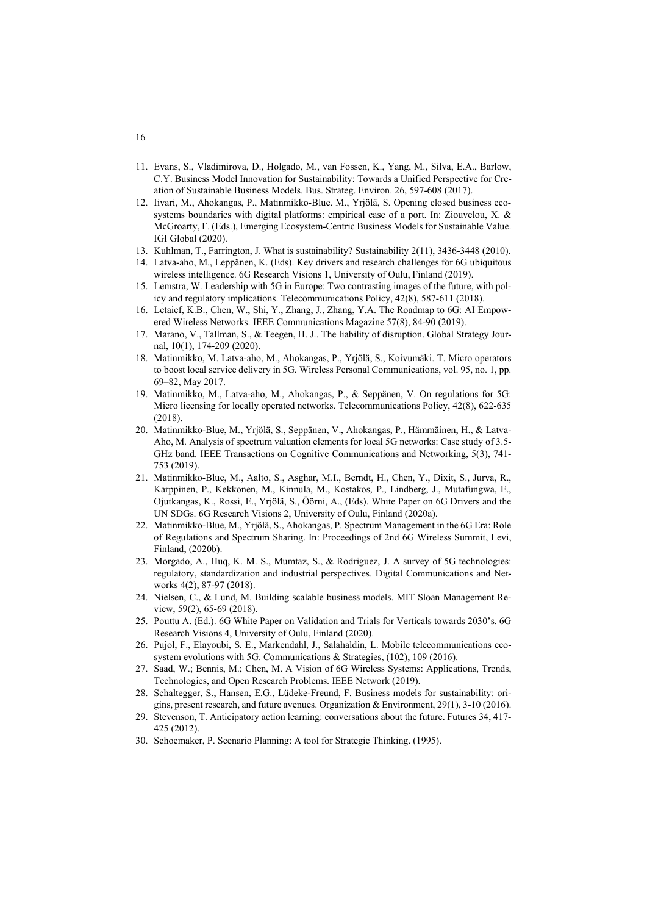11. Evans, S., Vladimirova, D., Holgado, M., van Fossen, K., Yang, M., Silva, E.A., Barlow, C.Y. Business Model Innovation for Sustainability: Towards a Unified Perspective for Creation of Sustainable Business Models. Bus. Strateg. Environ. 26, 597-608 (2017).
12. Iivari, M., Ahokangas, P., Matinmikko-Blue. M., Yrjölä, S. Opening closed business ecosystems boundaries with digital platforms: empirical case of a port. In: Ziouvelou, X. & McGroarty, F. (Eds.), Emerging Ecosystem-Centric Business Models for Sustainable Value. IGI Global (2020).
13. Kuhlman, T., Farrington, J. What is sustainability? Sustainability 2(11), 3436-3448 (2010).
14. Latva-aho, M., Leppänen, K. (Eds). Key drivers and research challenges for 6G ubiquitous wireless intelligence. 6G Research Visions 1, University of Oulu, Finland (2019).
15. Lemstra, W. Leadership with 5G in Europe: Two contrasting images of the future, with policy and regulatory implications. Telecommunications Policy, 42(8), 587-611 (2018).
16. Letaief, K.B., Chen, W., Shi, Y., Zhang, J., Zhang, Y.A. The Roadmap to 6G: AI Empowered Wireless Networks. IEEE Communications Magazine 57(8), 84-90 (2019).
17. Marano, V., Tallman, S., & Teegen, H. J.. The liability of disruption. Global Strategy Journal, 10(1), 174-209 (2020).
18. Matinmikko, M. Latva-aho, M., Ahokangas, P., Yrjölä, S., Koivumäki. T. Micro operators to boost local service delivery in 5G. Wireless Personal Communications, vol. 95, no. 1, pp. 69–82, May 2017.
19. Matinmikko, M., Latva-aho, M., Ahokangas, P., & Seppänen, V. On regulations for 5G: Micro licensing for locally operated networks. Telecommunications Policy, 42(8), 622-635 (2018).
20. Matinmikko-Blue, M., Yrjölä, S., Seppänen, V., Ahokangas, P., Hämmäinen, H., & Latva-Aho, M. Analysis of spectrum valuation elements for local 5G networks: Case study of 3.5-GHz band. IEEE Transactions on Cognitive Communications and Networking, 5(3), 741-753 (2019).
21. Matinmikko-Blue, M., Aalto, S., Asghar, M.I., Berndt, H., Chen, Y., Dixit, S., Jurva, R., Karppinen, P., Kekkonen, M., Kinnula, M., Kostakos, P., Lindberg, J., Mutafungwa, E., Ojutkangas, K., Rossi, E., Yrjölä, S., Öörni, A., (Eds). White Paper on 6G Drivers and the UN SDGs. 6G Research Visions 2, University of Oulu, Finland (2020a).
22. Matinmikko-Blue, M., Yrjölä, S., Ahokangas, P. Spectrum Management in the 6G Era: Role of Regulations and Spectrum Sharing. In: Proceedings of 2nd 6G Wireless Summit, Levi, Finland, (2020b).
23. Morgado, A., Huq, K. M. S., Mumtaz, S., & Rodriguez, J. A survey of 5G technologies: regulatory, standardization and industrial perspectives. Digital Communications and Networks 4(2), 87-97 (2018).
24. Nielsen, C., & Lund, M. Building scalable business models. MIT Sloan Management Review, 59(2), 65-69 (2018).
25. Pouttu A. (Ed.). 6G White Paper on Validation and Trials for Verticals towards 2030's. 6G Research Visions 4, University of Oulu, Finland (2020).
26. Pujol, F., Elayoubi, S. E., Markendahl, J., Salahaldin, L. Mobile telecommunications ecosystem evolutions with 5G. Communications & Strategies, (102), 109 (2016).
27. Saad, W.; Bennis, M.; Chen, M. A Vision of 6G Wireless Systems: Applications, Trends, Technologies, and Open Research Problems. IEEE Network (2019).
28. Schaltegger, S., Hansen, E.G., Lüdeke-Freund, F. Business models for sustainability: origins, present research, and future avenues. Organization & Environment, 29(1), 3-10 (2016).
29. Stevenson, T. Anticipatory action learning: conversations about the future. Futures 34, 417-425 (2012).
30. Schoemaker, P. Scenario Planning: A tool for Strategic Thinking. (1995).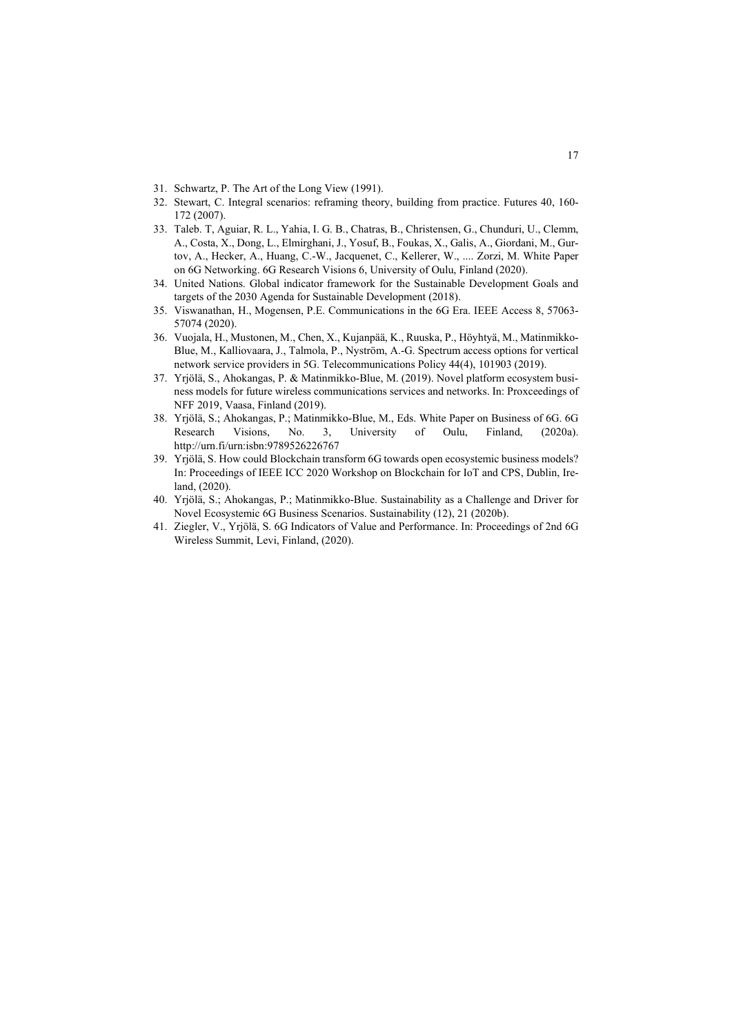31. Schwartz, P. The Art of the Long View (1991).
32. Stewart, C. Integral scenarios: reframing theory, building from practice. Futures 40, 160-172 (2007).
33. Taleb. T, Aguiar, R. L., Yahia, I. G. B., Chatras, B., Christensen, G., Chunduri, U., Clemm, A., Costa, X., Dong, L., Elmirghani, J., Yosuf, B., Foukas, X., Galis, A., Giordani, M., Gurtov, A., Hecker, A., Huang, C.-W., Jacquenet, C., Kellerer, W., .... Zorzi, M. White Paper on 6G Networking. 6G Research Visions 6, University of Oulu, Finland (2020).
34. United Nations. Global indicator framework for the Sustainable Development Goals and targets of the 2030 Agenda for Sustainable Development (2018).
35. Viswanathan, H., Mogensen, P.E. Communications in the 6G Era. IEEE Access 8, 57063-57074 (2020).
36. Vuojala, H., Mustonen, M., Chen, X., Kujanpää, K., Ruuska, P., Höyhtyä, M., Matinmikko-Blue, M., Kalliovaara, J., Talmola, P., Nyström, A.-G. Spectrum access options for vertical network service providers in 5G. Telecommunications Policy 44(4), 101903 (2019).
37. Yrjölä, S., Ahokangas, P. & Matinmikko-Blue, M. (2019). Novel platform ecosystem business models for future wireless communications services and networks. In: Proxceedings of NFF 2019, Vaasa, Finland (2019).
38. Yrjölä, S.; Ahokangas, P.; Matinmikko-Blue, M., Eds. White Paper on Business of 6G. 6G Research Visions, No. 3, University of Oulu, Finland, (2020a). http://urn.fi/urn:isbn:9789526226767
39. Yrjölä, S. How could Blockchain transform 6G towards open ecosystemic business models? In: Proceedings of IEEE ICC 2020 Workshop on Blockchain for IoT and CPS, Dublin, Ireland, (2020).
40. Yrjölä, S.; Ahokangas, P.; Matinmikko-Blue. Sustainability as a Challenge and Driver for Novel Ecosystemic 6G Business Scenarios. Sustainability (12), 21 (2020b).
41. Ziegler, V., Yrjölä, S. 6G Indicators of Value and Performance. In: Proceedings of 2nd 6G Wireless Summit, Levi, Finland, (2020).